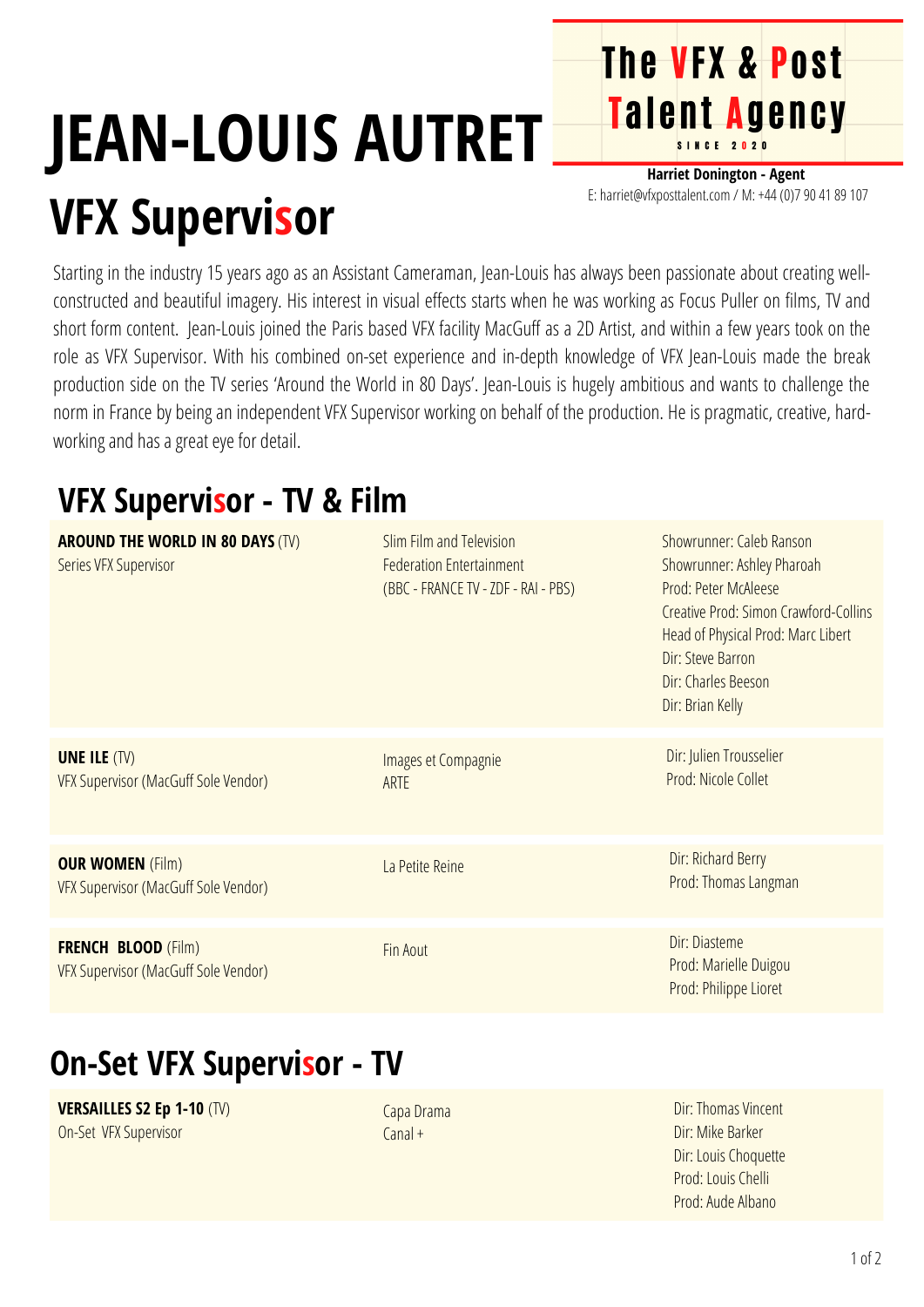# JEAN-LOUIS AUTRET

## VFX Supervisor

**The VFX & Post Talent Agency**
SINCE 2020

**Harriet Donington - Agent**
E: harriet@vfxposttalent.com / M: +44 (0)7 90 41 89 107

Starting in the industry 15 years ago as an Assistant Cameraman, Jean-Louis has always been passionate about creating well-constructed and beautiful imagery. His interest in visual effects starts when he was working as Focus Puller on films, TV and short form content. Jean-Louis joined the Paris based VFX facility MacGuff as a 2D Artist, and within a few years took on the role as VFX Supervisor. With his combined on-set experience and in-depth knowledge of VFX Jean-Louis made the break production side on the TV series 'Around the World in 80 Days'. Jean-Louis is hugely ambitious and wants to challenge the norm in France by being an independent VFX Supervisor working on behalf of the production. He is pragmatic, creative, hard-working and has a great eye for detail.

## VFX Supervisor - TV & Film

| | | |
|---|---|---|
| **AROUND THE WORLD IN 80 DAYS** (TV)<br>Series VFX Supervisor | Slim Film and Television<br>Federation Entertainment<br>(BBC - FRANCE TV - ZDF - RAI - PBS) | Showrunner: Caleb Ranson<br>Showrunner: Ashley Pharoah<br>Prod: Peter McAleese<br>Creative Prod: Simon Crawford-Collins<br>Head of Physical Prod: Marc Libert<br>Dir: Steve Barron<br>Dir: Charles Beeson<br>Dir: Brian Kelly |
| **UNE ILE** (TV)<br>VFX Supervisor (MacGuff Sole Vendor) | Images et Compagnie<br>ARTE | Dir: Julien Trousselier<br>Prod: Nicole Collet |
| **OUR WOMEN** (Film)<br>VFX Supervisor (MacGuff Sole Vendor) | La Petite Reine | Dir: Richard Berry<br>Prod: Thomas Langman |
| **FRENCH BLOOD** (Film)<br>VFX Supervisor (MacGuff Sole Vendor) | Fin Aout | Dir: Diasteme<br>Prod: Marielle Duigou<br>Prod: Philippe Lioret |

## On-Set VFX Supervisor - TV

| | | |
|---|---|---|
| **VERSAILLES S2 Ep 1-10** (TV)<br>On-Set VFX Supervisor | Capa Drama<br>Canal + | Dir: Thomas Vincent<br>Dir: Mike Barker<br>Dir: Louis Choquette<br>Prod: Louis Chelli<br>Prod: Aude Albano |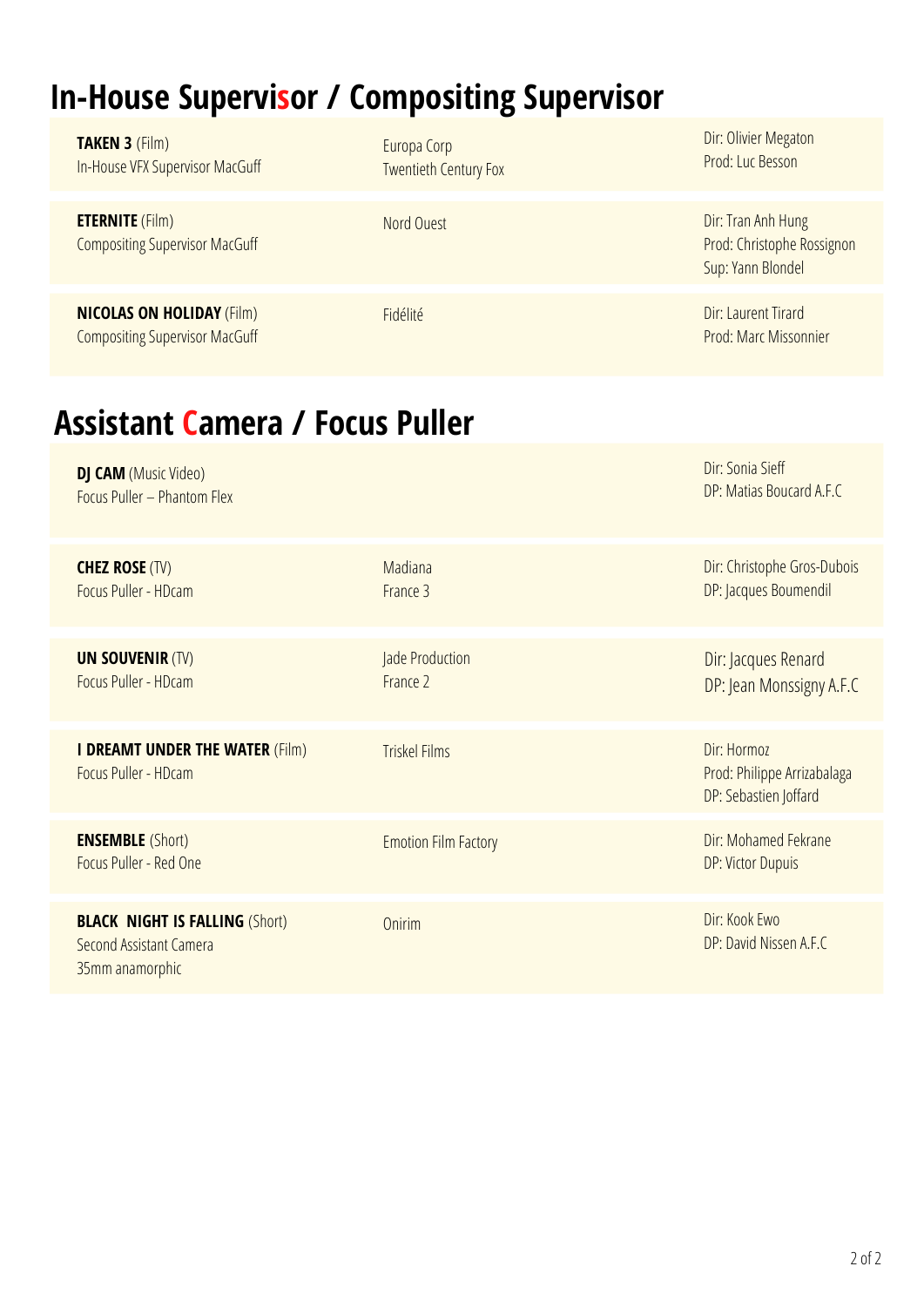# In-House Supervisor / Compositing Supervisor

| | | |
|---|---|---|
| **TAKEN 3** (Film)<br>In-House VFX Supervisor MacGuff | Europa Corp<br>Twentieth Century Fox | Dir: Olivier Megaton<br>Prod: Luc Besson |
| **ETERNITE** (Film)<br>Compositing Supervisor MacGuff | Nord Ouest | Dir: Tran Anh Hung<br>Prod: Christophe Rossignon<br>Sup: Yann Blondel |
| **NICOLAS ON HOLIDAY** (Film)<br>Compositing Supervisor MacGuff | Fidélité | Dir: Laurent Tirard<br>Prod: Marc Missonnier |

# Assistant Camera / Focus Puller

| | | |
|---|---|---|
| **DJ CAM** (Music Video)<br>Focus Puller – Phantom Flex | | Dir: Sonia Sieff<br>DP: Matias Boucard A.F.C |
| **CHEZ ROSE** (TV)<br>Focus Puller - HDcam | Madiana<br>France 3 | Dir: Christophe Gros-Dubois<br>DP: Jacques Boumendil |
| **UN SOUVENIR** (TV)<br>Focus Puller - HDcam | Jade Production<br>France 2 | Dir: Jacques Renard<br>DP: Jean Monssigny A.F.C |
| **I DREAMT UNDER THE WATER** (Film)<br>Focus Puller - HDcam | Triskel Films | Dir: Hormoz<br>Prod: Philippe Arrizabalaga<br>DP: Sebastien Joffard |
| **ENSEMBLE** (Short)<br>Focus Puller - Red One | Emotion Film Factory | Dir: Mohamed Fekrane<br>DP: Victor Dupuis |
| **BLACK NIGHT IS FALLING** (Short)<br>Second Assistant Camera<br>35mm anamorphic | Onirim | Dir: Kook Ewo<br>DP: David Nissen A.F.C |